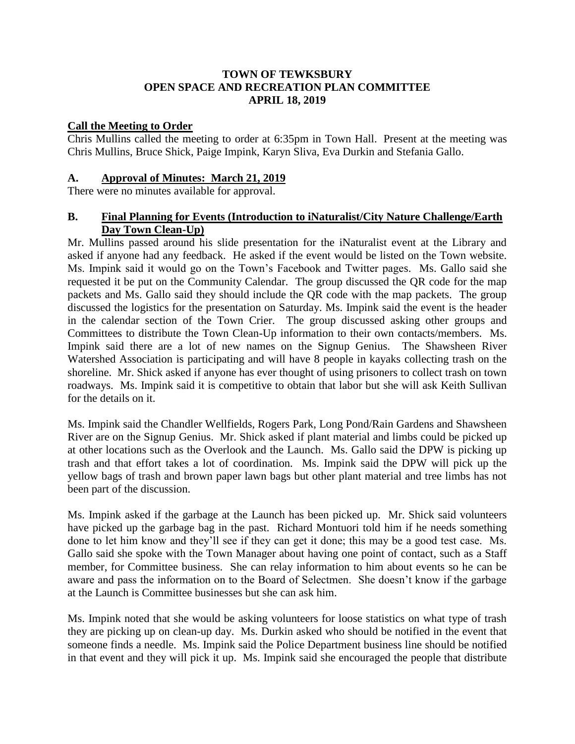**TOWN OF TEWKSBURY**
**OPEN SPACE AND RECREATION PLAN COMMITTEE**
**APRIL 18, 2019**

## Call the Meeting to Order

Chris Mullins called the meeting to order at 6:35pm in Town Hall. Present at the meeting was Chris Mullins, Bruce Shick, Paige Impink, Karyn Sliva, Eva Durkin and Stefania Gallo.

## A. Approval of Minutes: March 21, 2019

There were no minutes available for approval.

## B. Final Planning for Events (Introduction to iNaturalist/City Nature Challenge/Earth Day Town Clean-Up)

Mr. Mullins passed around his slide presentation for the iNaturalist event at the Library and asked if anyone had any feedback. He asked if the event would be listed on the Town website. Ms. Impink said it would go on the Town's Facebook and Twitter pages. Ms. Gallo said she requested it be put on the Community Calendar. The group discussed the QR code for the map packets and Ms. Gallo said they should include the QR code with the map packets. The group discussed the logistics for the presentation on Saturday. Ms. Impink said the event is the header in the calendar section of the Town Crier. The group discussed asking other groups and Committees to distribute the Town Clean-Up information to their own contacts/members. Ms. Impink said there are a lot of new names on the Signup Genius. The Shawsheen River Watershed Association is participating and will have 8 people in kayaks collecting trash on the shoreline. Mr. Shick asked if anyone has ever thought of using prisoners to collect trash on town roadways. Ms. Impink said it is competitive to obtain that labor but she will ask Keith Sullivan for the details on it.

Ms. Impink said the Chandler Wellfields, Rogers Park, Long Pond/Rain Gardens and Shawsheen River are on the Signup Genius. Mr. Shick asked if plant material and limbs could be picked up at other locations such as the Overlook and the Launch. Ms. Gallo said the DPW is picking up trash and that effort takes a lot of coordination. Ms. Impink said the DPW will pick up the yellow bags of trash and brown paper lawn bags but other plant material and tree limbs has not been part of the discussion.

Ms. Impink asked if the garbage at the Launch has been picked up. Mr. Shick said volunteers have picked up the garbage bag in the past. Richard Montuori told him if he needs something done to let him know and they'll see if they can get it done; this may be a good test case. Ms. Gallo said she spoke with the Town Manager about having one point of contact, such as a Staff member, for Committee business. She can relay information to him about events so he can be aware and pass the information on to the Board of Selectmen. She doesn't know if the garbage at the Launch is Committee businesses but she can ask him.

Ms. Impink noted that she would be asking volunteers for loose statistics on what type of trash they are picking up on clean-up day. Ms. Durkin asked who should be notified in the event that someone finds a needle. Ms. Impink said the Police Department business line should be notified in that event and they will pick it up. Ms. Impink said she encouraged the people that distribute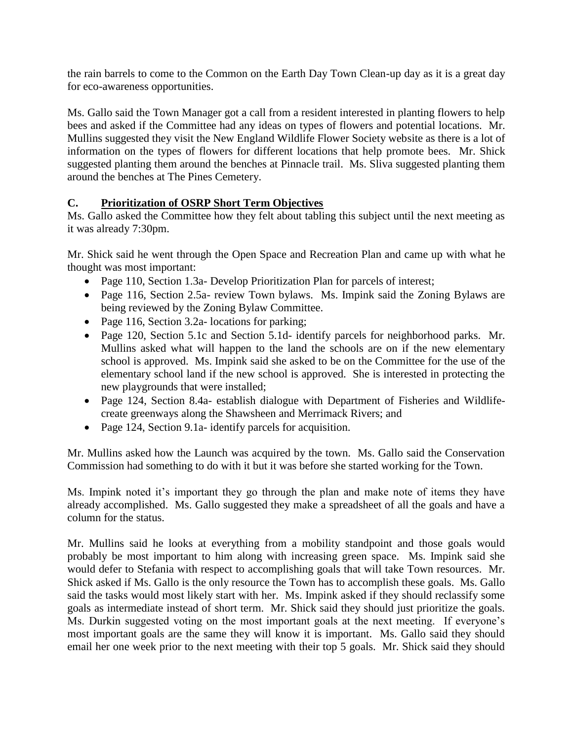the rain barrels to come to the Common on the Earth Day Town Clean-up day as it is a great day for eco-awareness opportunities.

Ms. Gallo said the Town Manager got a call from a resident interested in planting flowers to help bees and asked if the Committee had any ideas on types of flowers and potential locations. Mr. Mullins suggested they visit the New England Wildlife Flower Society website as there is a lot of information on the types of flowers for different locations that help promote bees. Mr. Shick suggested planting them around the benches at Pinnacle trail. Ms. Sliva suggested planting them around the benches at The Pines Cemetery.

## C. **Prioritization of OSRP Short Term Objectives**

Ms. Gallo asked the Committee how they felt about tabling this subject until the next meeting as it was already 7:30pm.

Mr. Shick said he went through the Open Space and Recreation Plan and came up with what he thought was most important:

- Page 110, Section 1.3a- Develop Prioritization Plan for parcels of interest;
- Page 116, Section 2.5a- review Town bylaws. Ms. Impink said the Zoning Bylaws are being reviewed by the Zoning Bylaw Committee.
- Page 116, Section 3.2a- locations for parking;
- Page 120, Section 5.1c and Section 5.1d- identify parcels for neighborhood parks. Mr. Mullins asked what will happen to the land the schools are on if the new elementary school is approved. Ms. Impink said she asked to be on the Committee for the use of the elementary school land if the new school is approved. She is interested in protecting the new playgrounds that were installed;
- Page 124, Section 8.4a- establish dialogue with Department of Fisheries and Wildlife- create greenways along the Shawsheen and Merrimack Rivers; and
- Page 124, Section 9.1a- identify parcels for acquisition.

Mr. Mullins asked how the Launch was acquired by the town. Ms. Gallo said the Conservation Commission had something to do with it but it was before she started working for the Town.

Ms. Impink noted it's important they go through the plan and make note of items they have already accomplished. Ms. Gallo suggested they make a spreadsheet of all the goals and have a column for the status.

Mr. Mullins said he looks at everything from a mobility standpoint and those goals would probably be most important to him along with increasing green space. Ms. Impink said she would defer to Stefania with respect to accomplishing goals that will take Town resources. Mr. Shick asked if Ms. Gallo is the only resource the Town has to accomplish these goals. Ms. Gallo said the tasks would most likely start with her. Ms. Impink asked if they should reclassify some goals as intermediate instead of short term. Mr. Shick said they should just prioritize the goals. Ms. Durkin suggested voting on the most important goals at the next meeting. If everyone's most important goals are the same they will know it is important. Ms. Gallo said they should email her one week prior to the next meeting with their top 5 goals. Mr. Shick said they should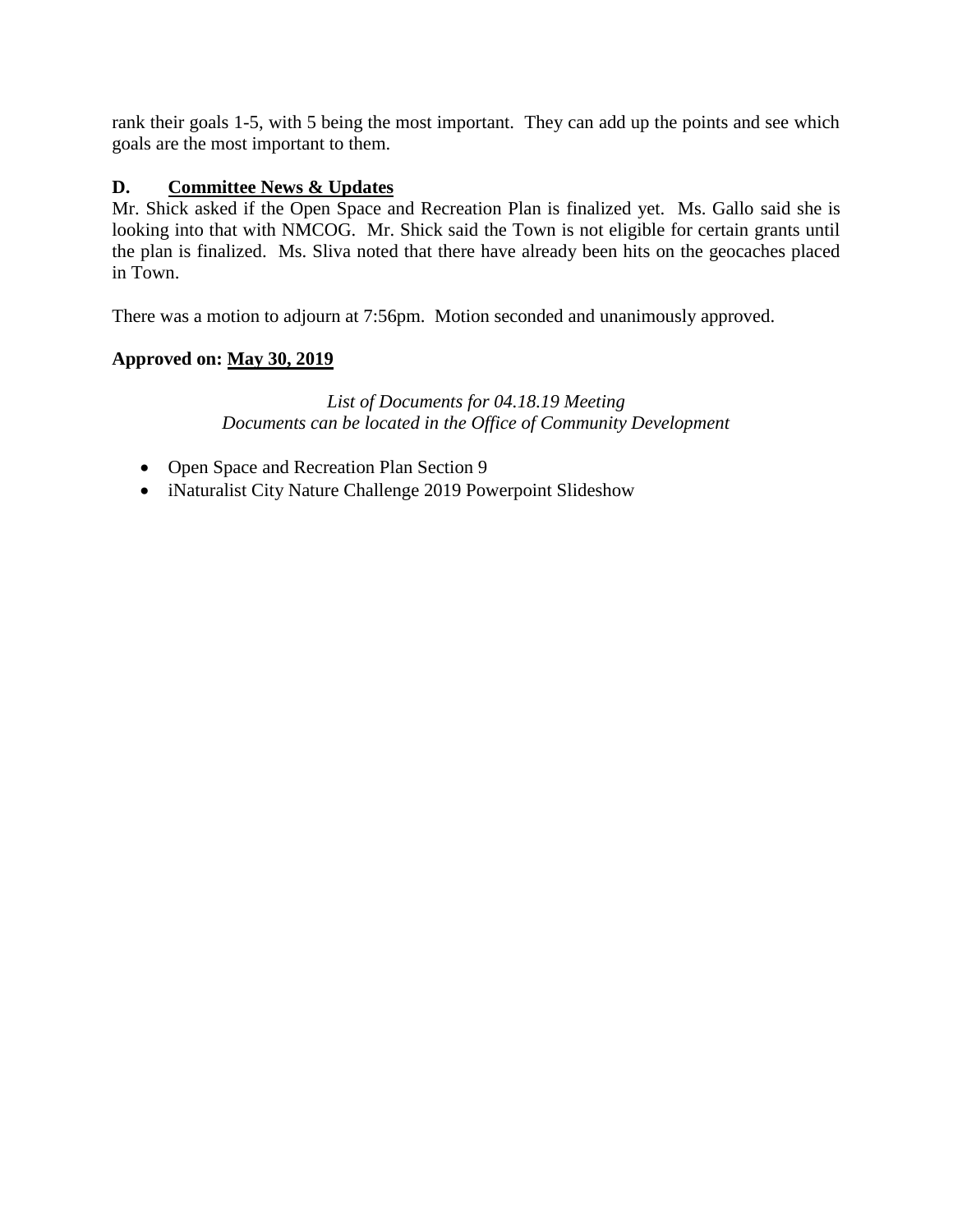rank their goals 1-5, with 5 being the most important. They can add up the points and see which goals are the most important to them.

**D. <u>Committee News & Updates</u>**

Mr. Shick asked if the Open Space and Recreation Plan is finalized yet. Ms. Gallo said she is looking into that with NMCOG. Mr. Shick said the Town is not eligible for certain grants until the plan is finalized. Ms. Sliva noted that there have already been hits on the geocaches placed in Town.

There was a motion to adjourn at 7:56pm. Motion seconded and unanimously approved.

**Approved on: <u>May 30, 2019</u>**

*List of Documents for 04.18.19 Meeting*
*Documents can be located in the Office of Community Development*

- Open Space and Recreation Plan Section 9
- iNaturalist City Nature Challenge 2019 Powerpoint Slideshow